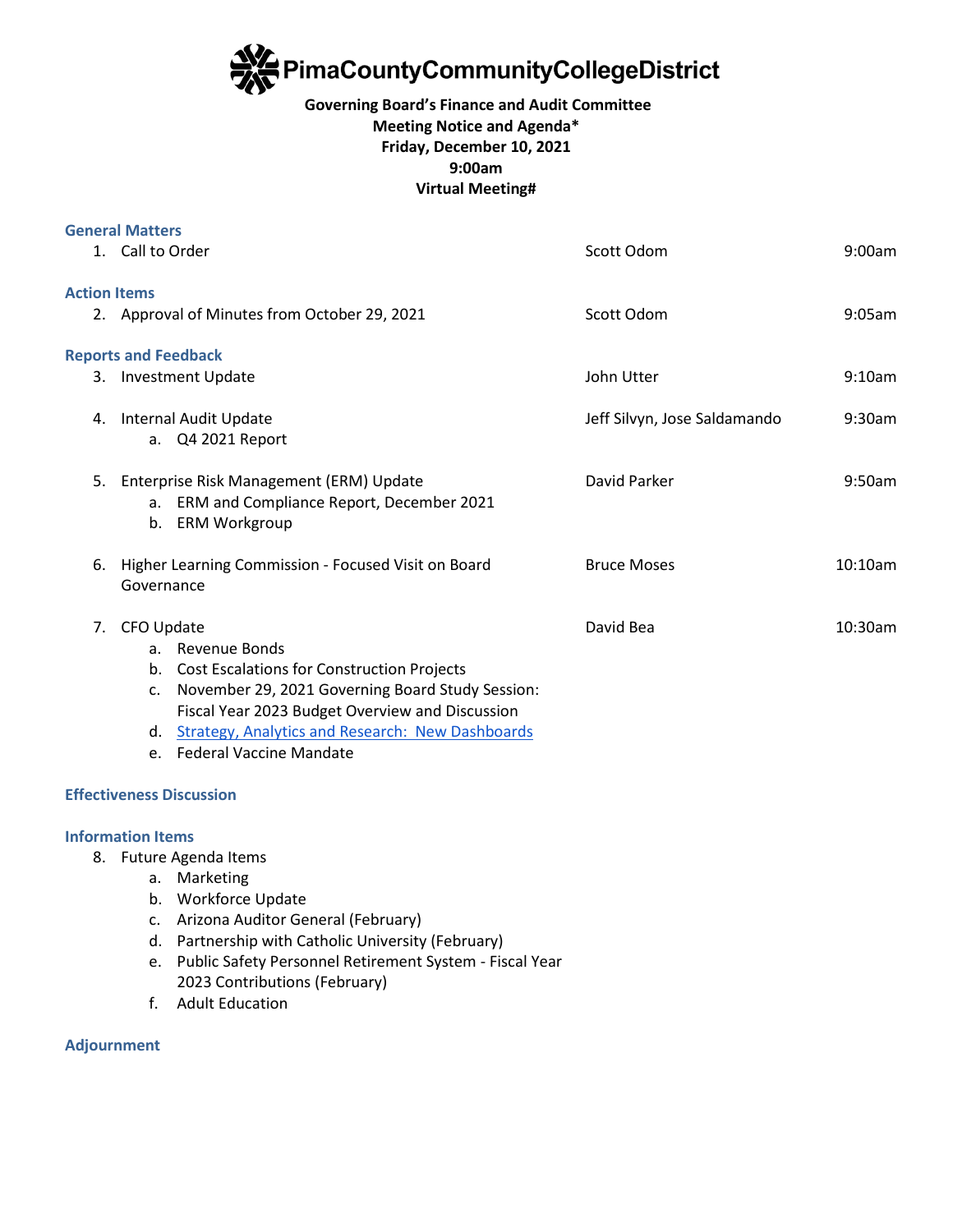# PimaCountyCommunityCollegeDistrict

**Governing Board's Finance and Audit Committee**
**Meeting Notice and Agenda***
**Friday, December 10, 2021**
**9:00am**
**Virtual Meeting#**

### General Matters

| | | |
|---|---|---|
| 1. Call to Order | Scott Odom | 9:00am |

### Action Items

| | | |
|---|---|---|
| 2. Approval of Minutes from October 29, 2021 | Scott Odom | 9:05am |

### Reports and Feedback

| | | |
|---|---|---|
| 3. Investment Update | John Utter | 9:10am |
| 4. Internal Audit Update<br>a. Q4 2021 Report | Jeff Silvyn, Jose Saldamando | 9:30am |
| 5. Enterprise Risk Management (ERM) Update<br>a. ERM and Compliance Report, December 2021<br>b. ERM Workgroup | David Parker | 9:50am |
| 6. Higher Learning Commission - Focused Visit on Board Governance | Bruce Moses | 10:10am |
| 7. CFO Update<br>a. Revenue Bonds<br>b. Cost Escalations for Construction Projects<br>c. November 29, 2021 Governing Board Study Session: Fiscal Year 2023 Budget Overview and Discussion<br>d. Strategy, Analytics and Research: New Dashboards<br>e. Federal Vaccine Mandate | David Bea | 10:30am |

### Effectiveness Discussion

### Information Items

8. Future Agenda Items
   a. Marketing
   b. Workforce Update
   c. Arizona Auditor General (February)
   d. Partnership with Catholic University (February)
   e. Public Safety Personnel Retirement System - Fiscal Year 2023 Contributions (February)
   f. Adult Education

### Adjournment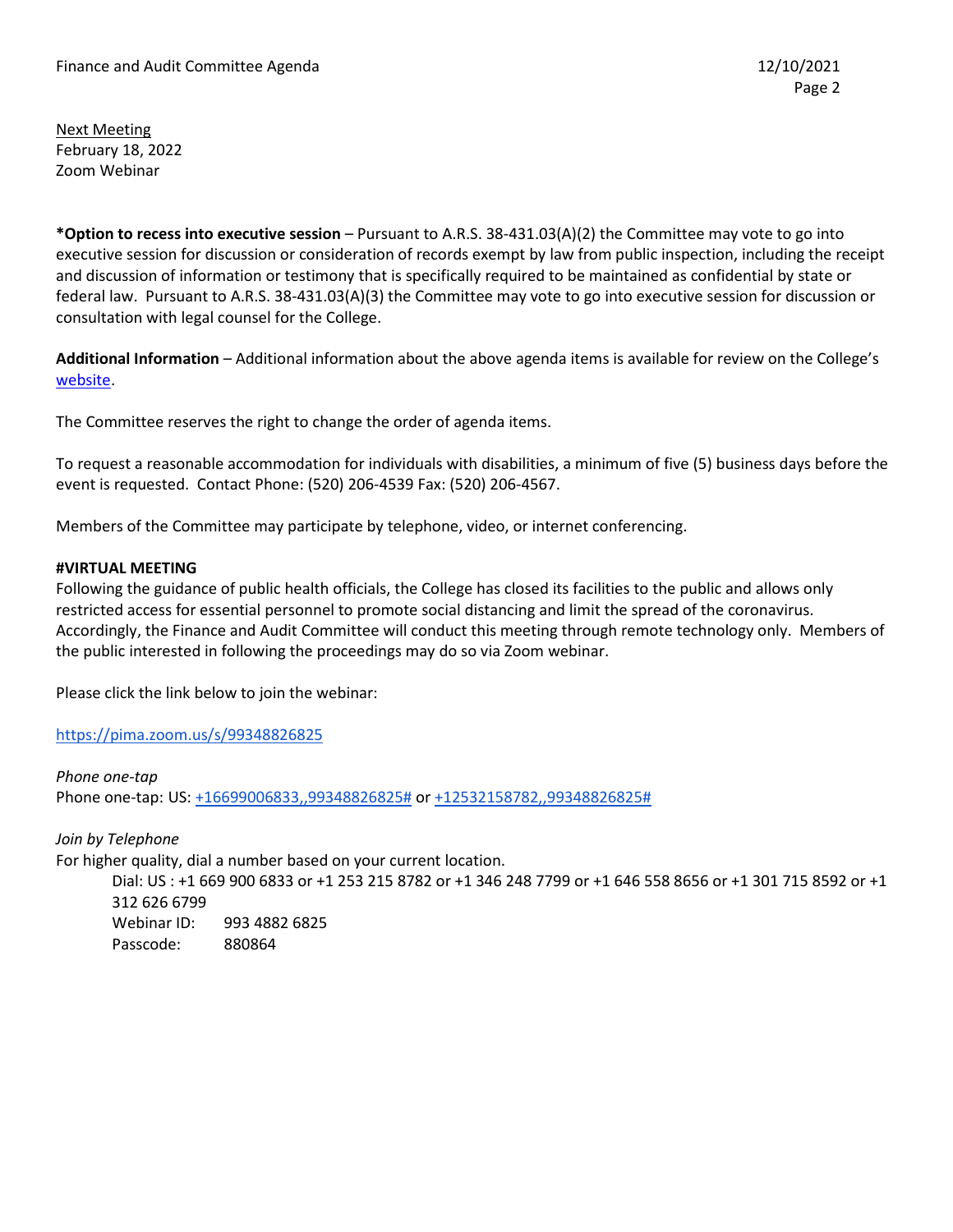Next Meeting
February 18, 2022
Zoom Webinar

**\*Option to recess into executive session** – Pursuant to A.R.S. 38-431.03(A)(2) the Committee may vote to go into executive session for discussion or consideration of records exempt by law from public inspection, including the receipt and discussion of information or testimony that is specifically required to be maintained as confidential by state or federal law. Pursuant to A.R.S. 38-431.03(A)(3) the Committee may vote to go into executive session for discussion or consultation with legal counsel for the College.

**Additional Information** – Additional information about the above agenda items is available for review on the College's website.

The Committee reserves the right to change the order of agenda items.

To request a reasonable accommodation for individuals with disabilities, a minimum of five (5) business days before the event is requested. Contact Phone: (520) 206-4539 Fax: (520) 206-4567.

Members of the Committee may participate by telephone, video, or internet conferencing.

**#VIRTUAL MEETING**

Following the guidance of public health officials, the College has closed its facilities to the public and allows only restricted access for essential personnel to promote social distancing and limit the spread of the coronavirus. Accordingly, the Finance and Audit Committee will conduct this meeting through remote technology only. Members of the public interested in following the proceedings may do so via Zoom webinar.

Please click the link below to join the webinar:

https://pima.zoom.us/s/99348826825

*Phone one-tap*

Phone one-tap: US: +16699006833,,99348826825# or +12532158782,,99348826825#

*Join by Telephone*

For higher quality, dial a number based on your current location.

Dial: US : +1 669 900 6833 or +1 253 215 8782 or +1 346 248 7799 or +1 646 558 8656 or +1 301 715 8592 or +1 312 626 6799

Webinar ID: 993 4882 6825

Passcode: 880864